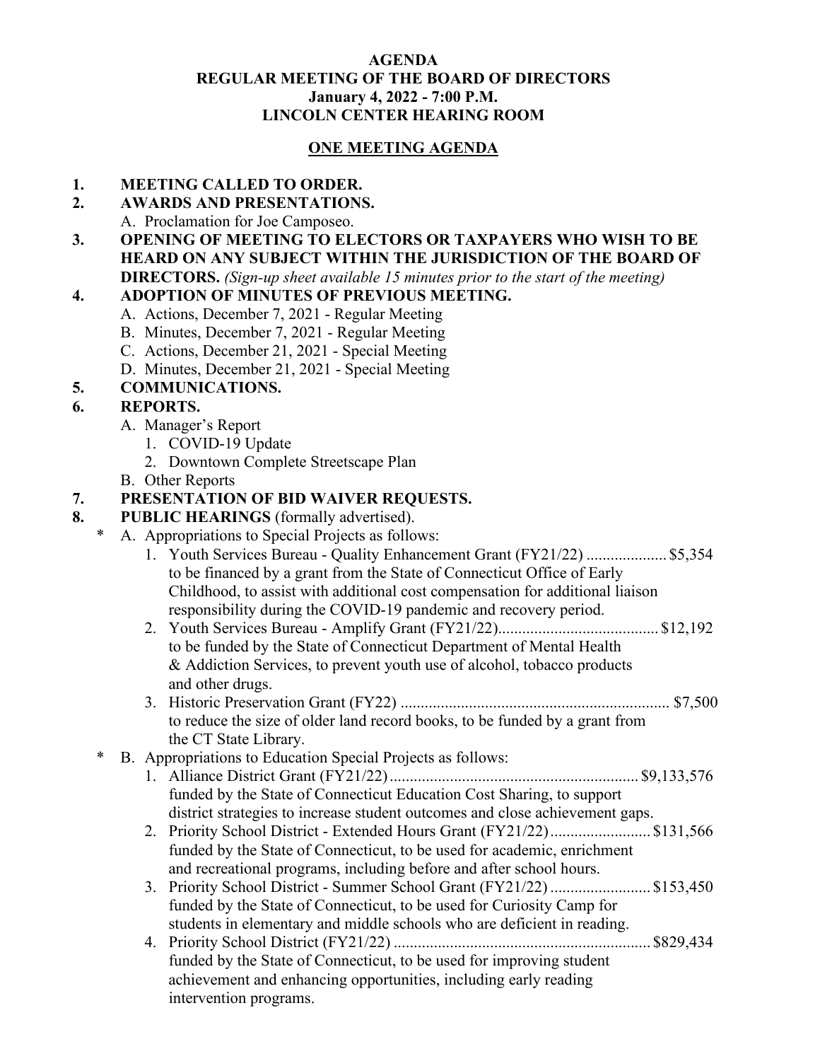**AGENDA**
**REGULAR MEETING OF THE BOARD OF DIRECTORS**
**January 4, 2022 - 7:00 P.M.**
**LINCOLN CENTER HEARING ROOM**

**ONE MEETING AGENDA**

1. **MEETING CALLED TO ORDER.**
2. **AWARDS AND PRESENTATIONS.**
   A. Proclamation for Joe Camposeo.
3. **OPENING OF MEETING TO ELECTORS OR TAXPAYERS WHO WISH TO BE HEARD ON ANY SUBJECT WITHIN THE JURISDICTION OF THE BOARD OF DIRECTORS.** *(Sign-up sheet available 15 minutes prior to the start of the meeting)*
4. **ADOPTION OF MINUTES OF PREVIOUS MEETING.**
   A. Actions, December 7, 2021 - Regular Meeting
   B. Minutes, December 7, 2021 - Regular Meeting
   C. Actions, December 21, 2021 - Special Meeting
   D. Minutes, December 21, 2021 - Special Meeting
5. **COMMUNICATIONS.**
6. **REPORTS.**
   A. Manager's Report
      1. COVID-19 Update
      2. Downtown Complete Streetscape Plan
   B. Other Reports
7. **PRESENTATION OF BID WAIVER REQUESTS.**
8. **PUBLIC HEARINGS** (formally advertised).
   \* A. Appropriations to Special Projects as follows:
      1. Youth Services Bureau - Quality Enhancement Grant (FY21/22) .................... $5,354 to be financed by a grant from the State of Connecticut Office of Early Childhood, to assist with additional cost compensation for additional liaison responsibility during the COVID-19 pandemic and recovery period.
      2. Youth Services Bureau - Amplify Grant (FY21/22)........................................ $12,192 to be funded by the State of Connecticut Department of Mental Health & Addiction Services, to prevent youth use of alcohol, tobacco products and other drugs.
      3. Historic Preservation Grant (FY22) ................................................................... $7,500 to reduce the size of older land record books, to be funded by a grant from the CT State Library.

   \* B. Appropriations to Education Special Projects as follows:
      1. Alliance District Grant (FY21/22)............................................................. $9,133,576 funded by the State of Connecticut Education Cost Sharing, to support district strategies to increase student outcomes and close achievement gaps.
      2. Priority School District - Extended Hours Grant (FY21/22)......................... $131,566 funded by the State of Connecticut, to be used for academic, enrichment and recreational programs, including before and after school hours.
      3. Priority School District - Summer School Grant (FY21/22) ......................... $153,450 funded by the State of Connecticut, to be used for Curiosity Camp for students in elementary and middle schools who are deficient in reading.
      4. Priority School District (FY21/22) ............................................................... $829,434 funded by the State of Connecticut, to be used for improving student achievement and enhancing opportunities, including early reading intervention programs.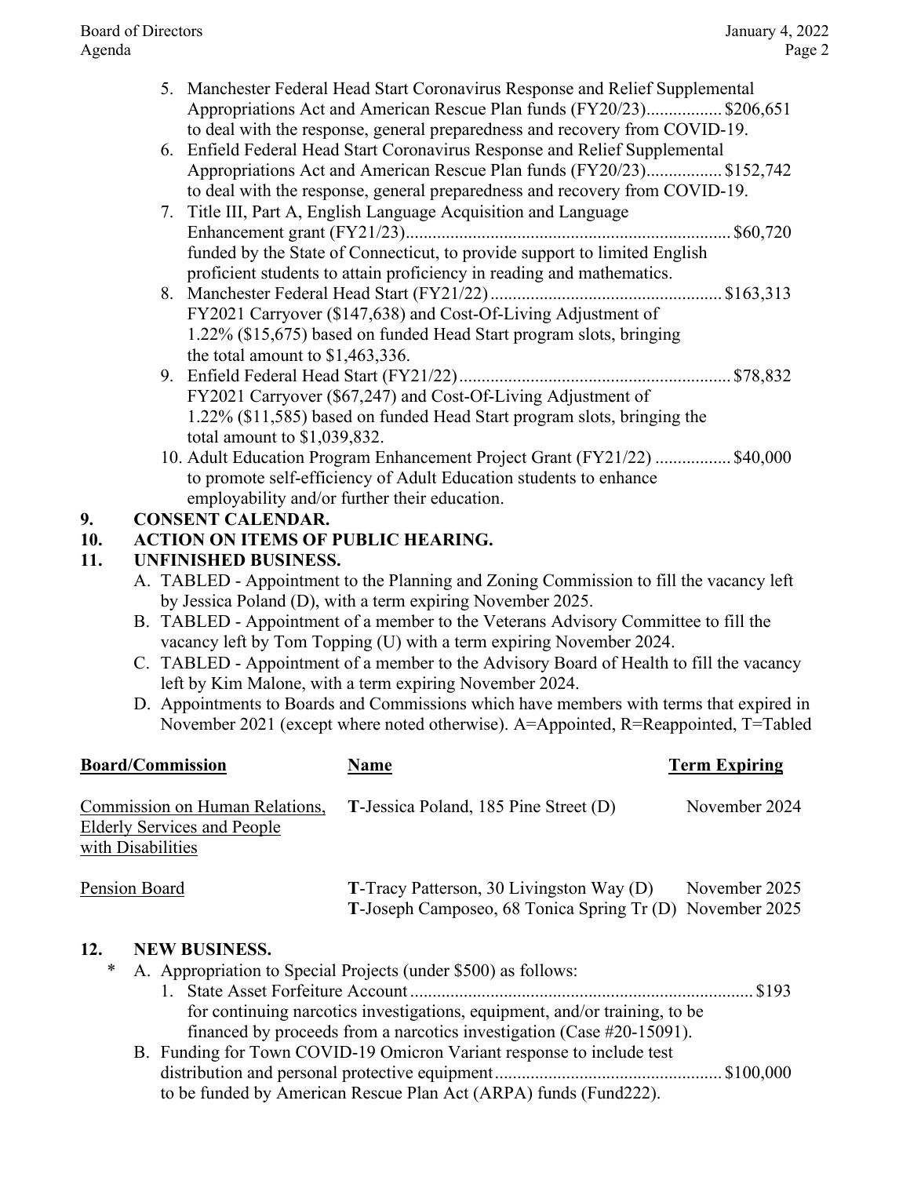5. Manchester Federal Head Start Coronavirus Response and Relief Supplemental Appropriations Act and American Rescue Plan funds (FY20/23)................. $206,651 to deal with the response, general preparedness and recovery from COVID-19.
6. Enfield Federal Head Start Coronavirus Response and Relief Supplemental Appropriations Act and American Rescue Plan funds (FY20/23)................. $152,742 to deal with the response, general preparedness and recovery from COVID-19.
7. Title III, Part A, English Language Acquisition and Language Enhancement grant (FY21/23)......................................................................... $60,720 funded by the State of Connecticut, to provide support to limited English proficient students to attain proficiency in reading and mathematics.
8. Manchester Federal Head Start (FY21/22).................................................... $163,313 FY2021 Carryover ($147,638) and Cost-Of-Living Adjustment of 1.22% ($15,675) based on funded Head Start program slots, bringing the total amount to $1,463,336.
9. Enfield Federal Head Start (FY21/22)............................................................ $78,832 FY2021 Carryover ($67,247) and Cost-Of-Living Adjustment of 1.22% ($11,585) based on funded Head Start program slots, bringing the total amount to $1,039,832.
10. Adult Education Program Enhancement Project Grant (FY21/22) ................. $40,000 to promote self-efficiency of Adult Education students to enhance employability and/or further their education.

**9. CONSENT CALENDAR.**

**10. ACTION ON ITEMS OF PUBLIC HEARING.**

**11. UNFINISHED BUSINESS.**

A. TABLED - Appointment to the Planning and Zoning Commission to fill the vacancy left by Jessica Poland (D), with a term expiring November 2025.

B. TABLED - Appointment of a member to the Veterans Advisory Committee to fill the vacancy left by Tom Topping (U) with a term expiring November 2024.

C. TABLED - Appointment of a member to the Advisory Board of Health to fill the vacancy left by Kim Malone, with a term expiring November 2024.

D. Appointments to Boards and Commissions which have members with terms that expired in November 2021 (except where noted otherwise). A=Appointed, R=Reappointed, T=Tabled

| Board/Commission | Name | Term Expiring |
|---|---|---|
| Commission on Human Relations, Elderly Services and People with Disabilities | **T**-Jessica Poland, 185 Pine Street (D) | November 2024 |
| Pension Board | **T**-Tracy Patterson, 30 Livingston Way (D) | November 2025 |
| | **T**-Joseph Camposeo, 68 Tonica Spring Tr (D) | November 2025 |

**12. NEW BUSINESS.**

\* A. Appropriation to Special Projects (under $500) as follows:

1. State Asset Forfeiture Account............................................................................ $193 for continuing narcotics investigations, equipment, and/or training, to be financed by proceeds from a narcotics investigation (Case #20-15091).

B. Funding for Town COVID-19 Omicron Variant response to include test distribution and personal protective equipment.................................................. $100,000 to be funded by American Rescue Plan Act (ARPA) funds (Fund222).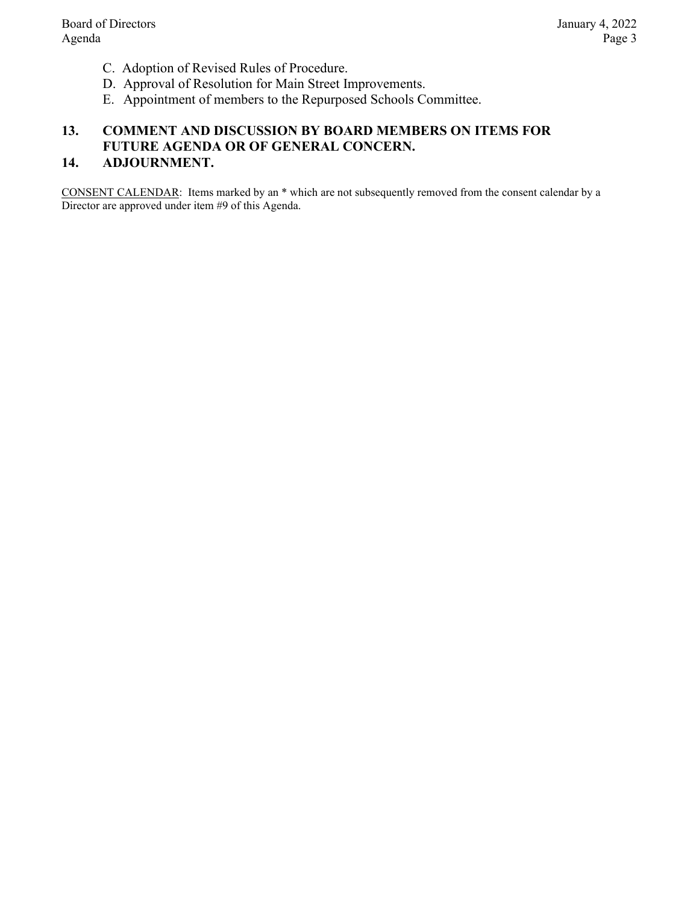C. Adoption of Revised Rules of Procedure.
D. Approval of Resolution for Main Street Improvements.
E. Appointment of members to the Repurposed Schools Committee.

**13. COMMENT AND DISCUSSION BY BOARD MEMBERS ON ITEMS FOR FUTURE AGENDA OR OF GENERAL CONCERN.**

**14. ADJOURNMENT.**

<u>CONSENT CALENDAR</u>: Items marked by an * which are not subsequently removed from the consent calendar by a Director are approved under item #9 of this Agenda.